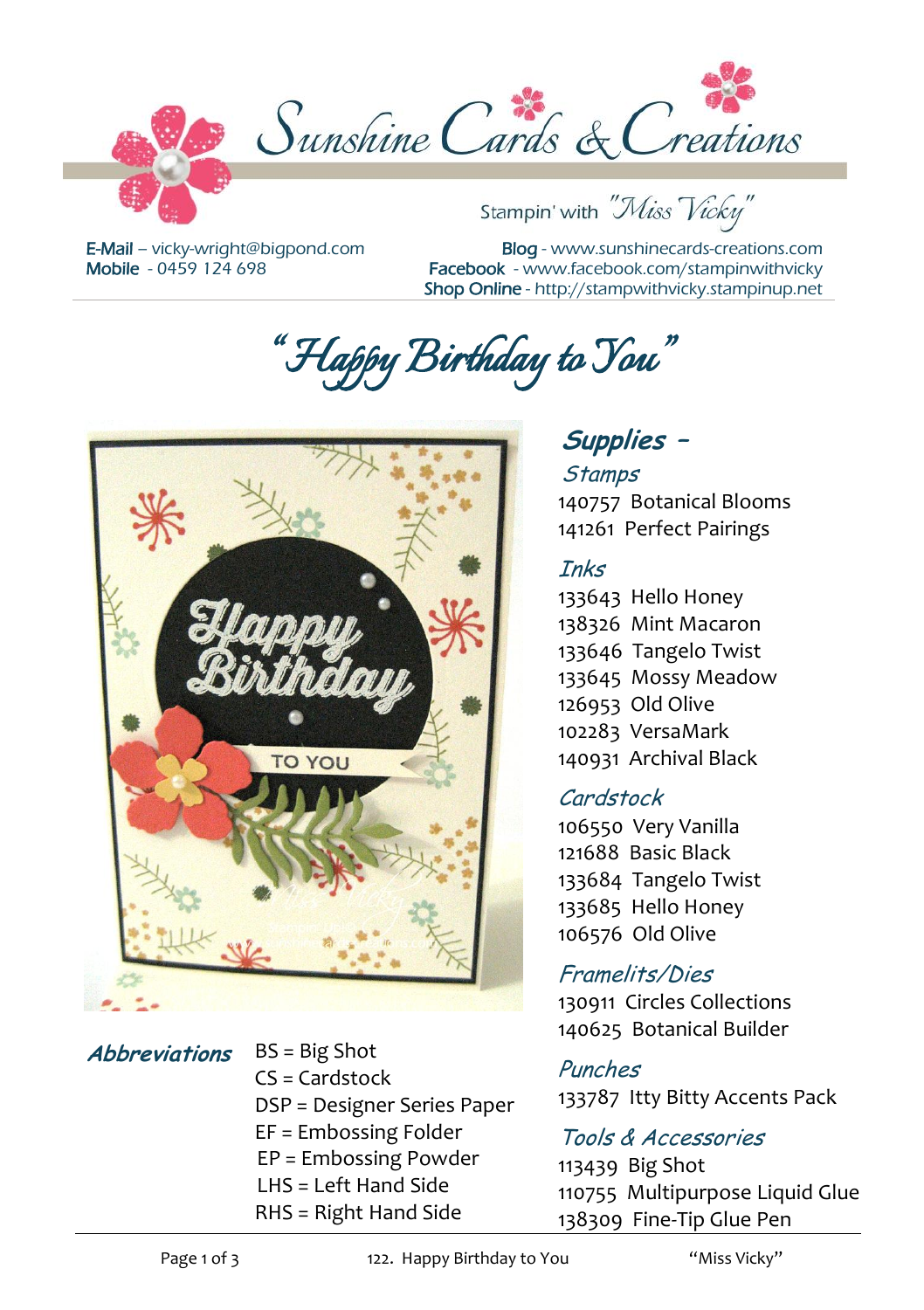# Sunshine Cards & Creations

Stampin' with "Miss Vicky"

**E-Mail** – vicky-wright@bigpond.com
**Mobile** - 0459 124 698

**Blog** - www.sunshinecards-creations.com
**Facebook** - www.facebook.com/stampinwithvicky
**Shop Online** - http://stampwithvicky.stampinup.net

# "Happy Birthday to You"

## Supplies –

### Stamps

140757 Botanical Blooms
141261 Perfect Pairings

### Inks

133643 Hello Honey
138326 Mint Macaron
133646 Tangelo Twist
133645 Mossy Meadow
126953 Old Olive
102283 VersaMark
140931 Archival Black

### Cardstock

106550 Very Vanilla
121688 Basic Black
133684 Tangelo Twist
133685 Hello Honey
106576 Old Olive

### Framelits/Dies

130911 Circles Collections
140625 Botanical Builder

### Punches

133787 Itty Bitty Accents Pack

### Tools & Accessories

113439 Big Shot
110755 Multipurpose Liquid Glue
138309 Fine-Tip Glue Pen

### Abbreviations

BS = Big Shot
CS = Cardstock
DSP = Designer Series Paper
EF = Embossing Folder
EP = Embossing Powder
LHS = Left Hand Side
RHS = Right Hand Side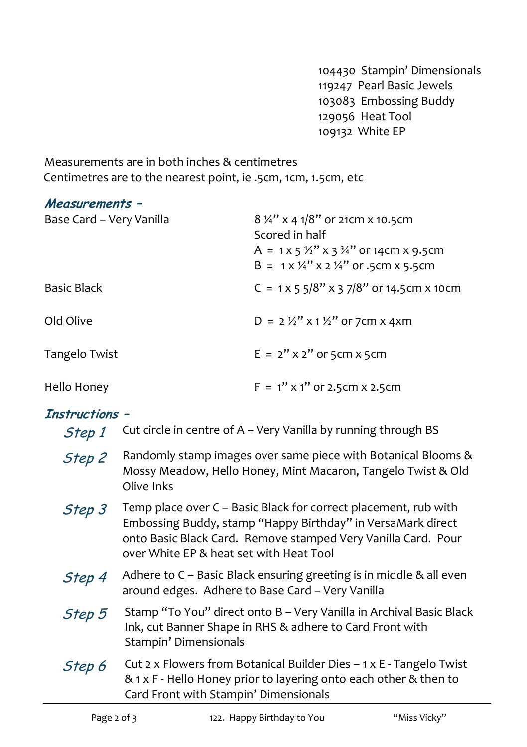104430 Stampin' Dimensionals
119247 Pearl Basic Jewels
103083 Embossing Buddy
129056 Heat Tool
109132 White EP

Measurements are in both inches & centimetres
Centimetres are to the nearest point, ie .5cm, 1cm, 1.5cm, etc

## *Measurements –*

| | |
|---|---|
| Base Card – Very Vanilla | 8 ¼" x 4 1/8" or 21cm x 10.5cm<br>Scored in half<br>A = 1 x 5 ½" x 3 ¾" or 14cm x 9.5cm<br>B = 1 x ¼" x 2 ¼" or .5cm x 5.5cm |
| Basic Black | C = 1 x 5 5/8" x 3 7/8" or 14.5cm x 10cm |
| Old Olive | D = 2 ½" x 1 ½" or 7cm x 4xm |
| Tangelo Twist | E = 2" x 2" or 5cm x 5cm |
| Hello Honey | F = 1" x 1" or 2.5cm x 2.5cm |

## *Instructions –*

*Step 1* Cut circle in centre of A – Very Vanilla by running through BS

*Step 2* Randomly stamp images over same piece with Botanical Blooms & Mossy Meadow, Hello Honey, Mint Macaron, Tangelo Twist & Old Olive Inks

*Step 3* Temp place over C – Basic Black for correct placement, rub with Embossing Buddy, stamp "Happy Birthday" in VersaMark direct onto Basic Black Card. Remove stamped Very Vanilla Card. Pour over White EP & heat set with Heat Tool

*Step 4* Adhere to C – Basic Black ensuring greeting is in middle & all even around edges. Adhere to Base Card – Very Vanilla

*Step 5* Stamp "To You" direct onto B – Very Vanilla in Archival Basic Black Ink, cut Banner Shape in RHS & adhere to Card Front with Stampin' Dimensionals

*Step 6* Cut 2 x Flowers from Botanical Builder Dies – 1 x E - Tangelo Twist & 1 x F - Hello Honey prior to layering onto each other & then to Card Front with Stampin' Dimensionals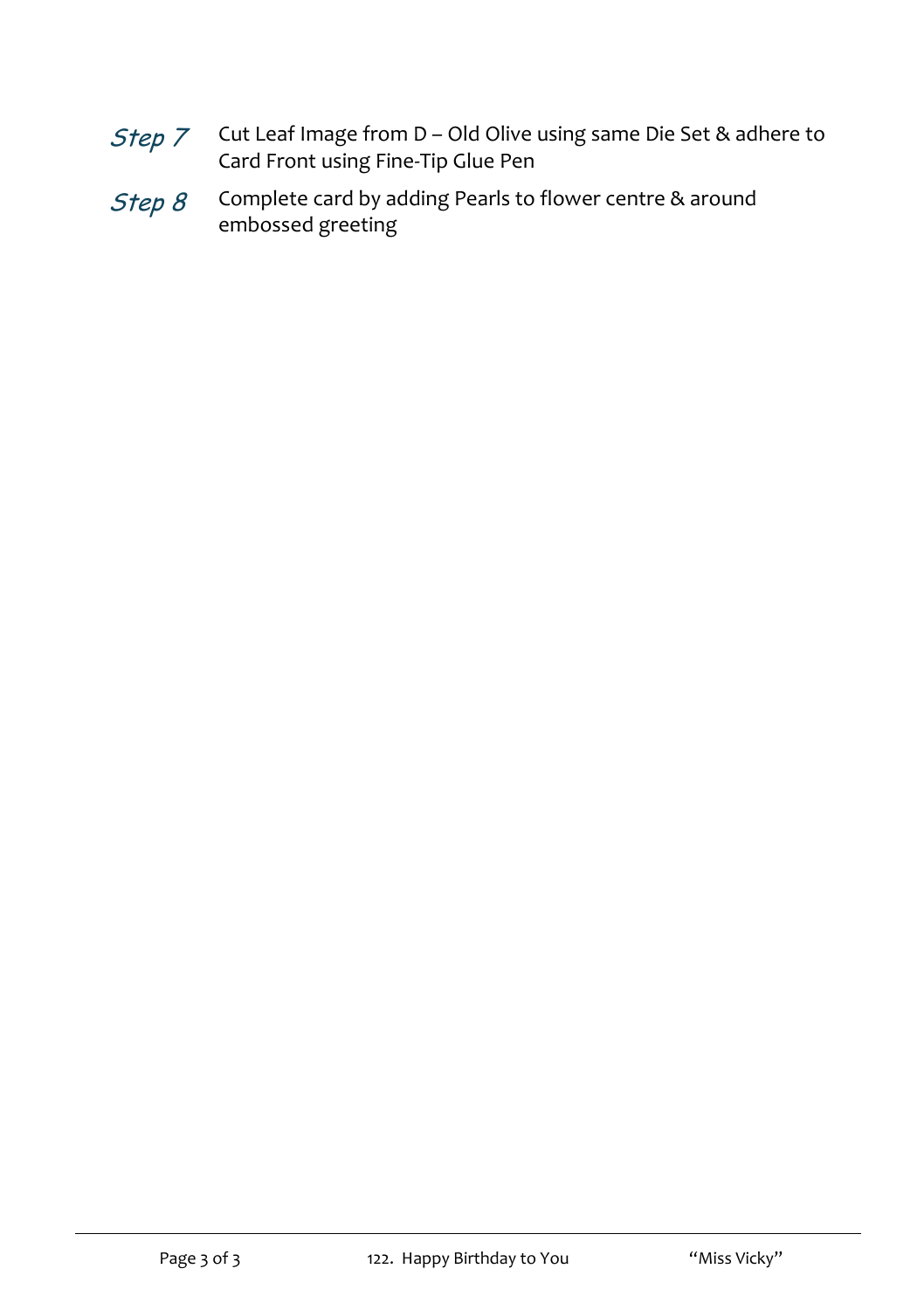*Step 7* Cut Leaf Image from D – Old Olive using same Die Set & adhere to Card Front using Fine-Tip Glue Pen

*Step 8* Complete card by adding Pearls to flower centre & around embossed greeting